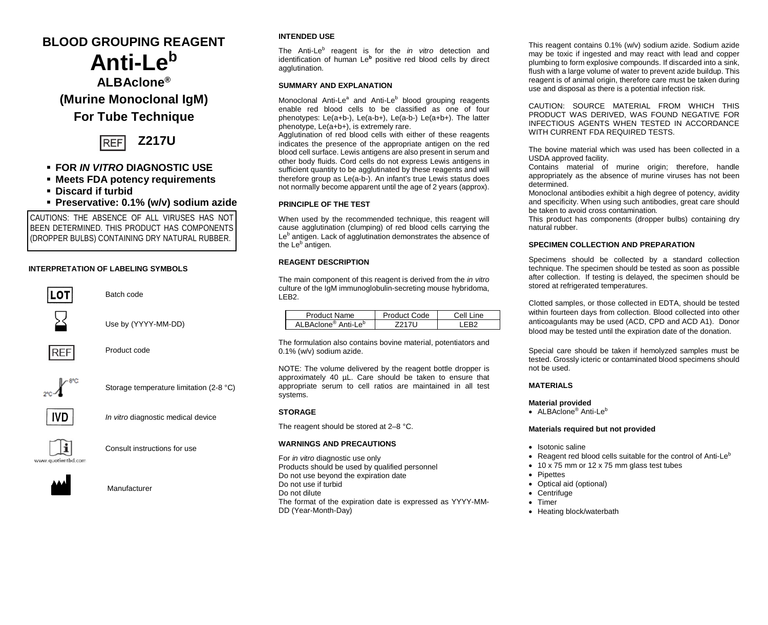# BLOOD GROUPING REAGENT

# Anti-Le$^{b}$

## ALBAclone®

## (Murine Monoclonal IgM)

## For Tube Technique

REF **Z217U**

- **FOR *IN VITRO* DIAGNOSTIC USE**
- **Meets FDA potency requirements**
- **Discard if turbid**
- **Preservative: 0.1% (w/v) sodium azide**

CAUTIONS: THE ABSENCE OF ALL VIRUSES HAS NOT BEEN DETERMINED. THIS PRODUCT HAS COMPONENTS (DROPPER BULBS) CONTAINING DRY NATURAL RUBBER.

### INTERPRETATION OF LABELING SYMBOLS

| Symbol | Meaning |
|---|---|
| LOT | Batch code |
| (hourglass) | Use by (YYYY-MM-DD) |
| REF | Product code |
| 2°C–8°C | Storage temperature limitation (2-8 °C) |
| IVD | *In vitro* diagnostic medical device |
| i (www.quotientbd.com) | Consult instructions for use |
| (factory) | Manufacturer |

### INTENDED USE

The Anti-Le$^{b}$ reagent is for the *in vitro* detection and identification of human Le$^{b}$ positive red blood cells by direct agglutination.

### SUMMARY AND EXPLANATION

Monoclonal Anti-Le$^{a}$ and Anti-Le$^{b}$ blood grouping reagents enable red blood cells to be classified as one of four phenotypes: Le(a+b-), Le(a-b+), Le(a-b-) Le(a+b+). The latter phenotype, Le(a+b+), is extremely rare.
Agglutination of red blood cells with either of these reagents indicates the presence of the appropriate antigen on the red blood cell surface. Lewis antigens are also present in serum and other body fluids. Cord cells do not express Lewis antigens in sufficient quantity to be agglutinated by these reagents and will therefore group as Le(a-b-). An infant's true Lewis status does not normally become apparent until the age of 2 years (approx).

### PRINCIPLE OF THE TEST

When used by the recommended technique, this reagent will cause agglutination (clumping) of red blood cells carrying the Le$^{b}$ antigen. Lack of agglutination demonstrates the absence of the Le$^{b}$ antigen.

### REAGENT DESCRIPTION

The main component of this reagent is derived from the *in vitro* culture of the IgM immunoglobulin-secreting mouse hybridoma, LEB2.

| Product Name | Product Code | Cell Line |
|---|---|---|
| ALBAclone® Anti-Le$^{b}$ | Z217U | LEB2 |

The formulation also contains bovine material, potentiators and 0.1% (w/v) sodium azide.

NOTE: The volume delivered by the reagent bottle dropper is approximately 40 µL. Care should be taken to ensure that appropriate serum to cell ratios are maintained in all test systems.

### STORAGE

The reagent should be stored at 2–8 °C.

### WARNINGS AND PRECAUTIONS

For *in vitro* diagnostic use only
Products should be used by qualified personnel
Do not use beyond the expiration date
Do not use if turbid
Do not dilute
The format of the expiration date is expressed as YYYY-MM-DD (Year-Month-Day)

This reagent contains 0.1% (w/v) sodium azide. Sodium azide may be toxic if ingested and may react with lead and copper plumbing to form explosive compounds. If discarded into a sink, flush with a large volume of water to prevent azide buildup. This reagent is of animal origin, therefore care must be taken during use and disposal as there is a potential infection risk.

CAUTION: SOURCE MATERIAL FROM WHICH THIS PRODUCT WAS DERIVED, WAS FOUND NEGATIVE FOR INFECTIOUS AGENTS WHEN TESTED IN ACCORDANCE WITH CURRENT FDA REQUIRED TESTS.

The bovine material which was used has been collected in a USDA approved facility.
Contains material of murine origin; therefore, handle appropriately as the absence of murine viruses has not been determined.
Monoclonal antibodies exhibit a high degree of potency, avidity and specificity. When using such antibodies, great care should be taken to avoid cross contamination.
This product has components (dropper bulbs) containing dry natural rubber.

### SPECIMEN COLLECTION AND PREPARATION

Specimens should be collected by a standard collection technique. The specimen should be tested as soon as possible after collection. If testing is delayed, the specimen should be stored at refrigerated temperatures.

Clotted samples, or those collected in EDTA, should be tested within fourteen days from collection. Blood collected into other anticoagulants may be used (ACD, CPD and ACD A1). Donor blood may be tested until the expiration date of the donation.

Special care should be taken if hemolyzed samples must be tested. Grossly icteric or contaminated blood specimens should not be used.

### MATERIALS

**Material provided**

- ALBAclone® Anti-Le$^{b}$

**Materials required but not provided**

- Isotonic saline
- Reagent red blood cells suitable for the control of Anti-Le$^{b}$
- 10 x 75 mm or 12 x 75 mm glass test tubes
- Pipettes
- Optical aid (optional)
- Centrifuge
- Timer
- Heating block/waterbath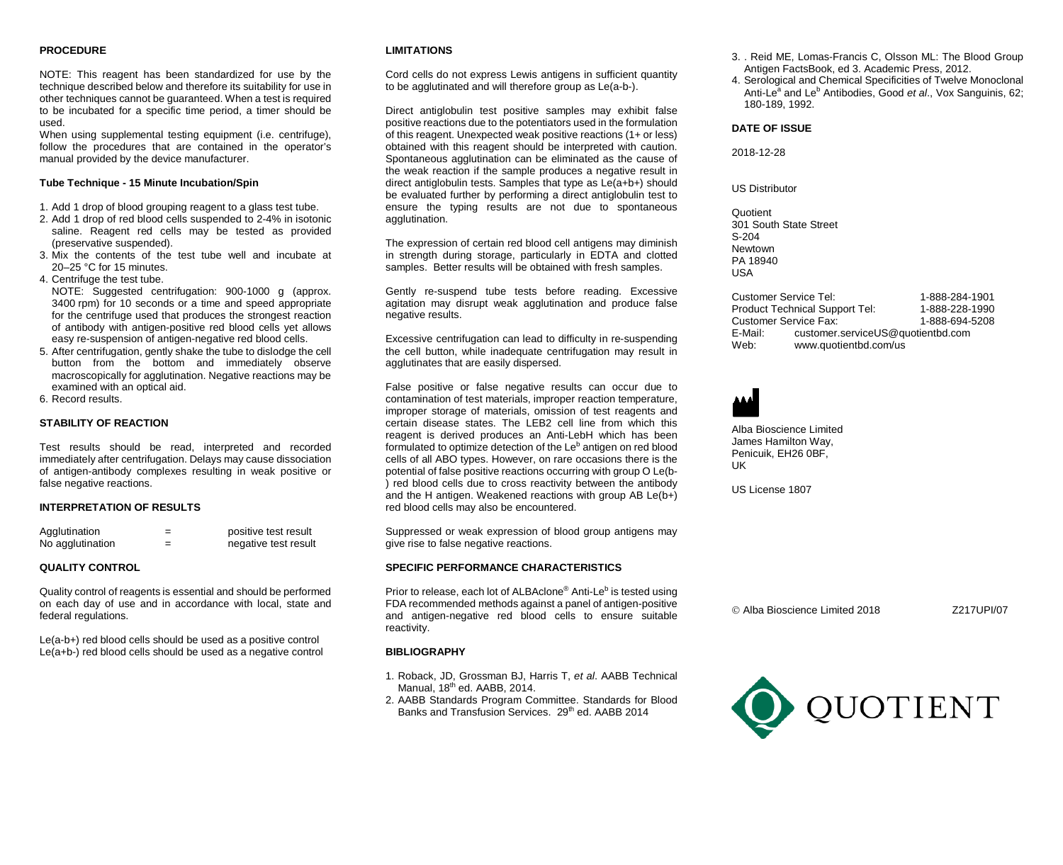## PROCEDURE

NOTE: This reagent has been standardized for use by the technique described below and therefore its suitability for use in other techniques cannot be guaranteed. When a test is required to be incubated for a specific time period, a timer should be used.

When using supplemental testing equipment (i.e. centrifuge), follow the procedures that are contained in the operator's manual provided by the device manufacturer.

### Tube Technique - 15 Minute Incubation/Spin

1. Add 1 drop of blood grouping reagent to a glass test tube.
2. Add 1 drop of red blood cells suspended to 2-4% in isotonic saline. Reagent red cells may be tested as provided (preservative suspended).
3. Mix the contents of the test tube well and incubate at 20–25 °C for 15 minutes.
4. Centrifuge the test tube.
   NOTE: Suggested centrifugation: 900-1000 g (approx. 3400 rpm) for 10 seconds or a time and speed appropriate for the centrifuge used that produces the strongest reaction of antibody with antigen-positive red blood cells yet allows easy re-suspension of antigen-negative red blood cells.
5. After centrifugation, gently shake the tube to dislodge the cell button from the bottom and immediately observe macroscopically for agglutination. Negative reactions may be examined with an optical aid.
6. Record results.

## STABILITY OF REACTION

Test results should be read, interpreted and recorded immediately after centrifugation. Delays may cause dissociation of antigen-antibody complexes resulting in weak positive or false negative reactions.

## INTERPRETATION OF RESULTS

| | | |
|---|---|---|
| Agglutination | = | positive test result |
| No agglutination | = | negative test result |

## QUALITY CONTROL

Quality control of reagents is essential and should be performed on each day of use and in accordance with local, state and federal regulations.

Le(a-b+) red blood cells should be used as a positive control
Le(a+b-) red blood cells should be used as a negative control

## LIMITATIONS

Cord cells do not express Lewis antigens in sufficient quantity to be agglutinated and will therefore group as Le(a-b-).

Direct antiglobulin test positive samples may exhibit false positive reactions due to the potentiators used in the formulation of this reagent. Unexpected weak positive reactions (1+ or less) obtained with this reagent should be interpreted with caution. Spontaneous agglutination can be eliminated as the cause of the weak reaction if the sample produces a negative result in direct antiglobulin tests. Samples that type as Le(a+b+) should be evaluated further by performing a direct antiglobulin test to ensure the typing results are not due to spontaneous agglutination.

The expression of certain red blood cell antigens may diminish in strength during storage, particularly in EDTA and clotted samples. Better results will be obtained with fresh samples.

Gently re-suspend tube tests before reading. Excessive agitation may disrupt weak agglutination and produce false negative results.

Excessive centrifugation can lead to difficulty in re-suspending the cell button, while inadequate centrifugation may result in agglutinates that are easily dispersed.

False positive or false negative results can occur due to contamination of test materials, improper reaction temperature, improper storage of materials, omission of test reagents and certain disease states. The LEB2 cell line from which this reagent is derived produces an Anti-LebH which has been formulated to optimize detection of the Le[b] antigen on red blood cells of all ABO types. However, on rare occasions there is the potential of false positive reactions occurring with group O Le(b-) red blood cells due to cross reactivity between the antibody and the H antigen. Weakened reactions with group AB Le(b+) red blood cells may also be encountered.

Suppressed or weak expression of blood group antigens may give rise to false negative reactions.

## SPECIFIC PERFORMANCE CHARACTERISTICS

Prior to release, each lot of ALBAclone® Anti-Le[b] is tested using FDA recommended methods against a panel of antigen-positive and antigen-negative red blood cells to ensure suitable reactivity.

## BIBLIOGRAPHY

1. Roback, JD, Grossman BJ, Harris T, *et al.* AABB Technical Manual, 18th ed. AABB, 2014.
2. AABB Standards Program Committee. Standards for Blood Banks and Transfusion Services. 29th ed. AABB 2014
3. . Reid ME, Lomas-Francis C, Olsson ML: The Blood Group Antigen FactsBook, ed 3. Academic Press, 2012.
4. Serological and Chemical Specificities of Twelve Monoclonal Anti-Le[a] and Le[b] Antibodies, Good *et al.*, Vox Sanguinis, 62; 180-189, 1992.

## DATE OF ISSUE

2018-12-28

US Distributor

Quotient
301 South State Street
S-204
Newtown
PA 18940
USA

| | |
|---|---|
| Customer Service Tel: | 1-888-284-1901 |
| Product Technical Support Tel: | 1-888-228-1990 |
| Customer Service Fax: | 1-888-694-5208 |
| E-Mail: | customer.serviceUS@quotientbd.com |
| Web: | www.quotientbd.com/us |

Alba Bioscience Limited
James Hamilton Way,
Penicuik, EH26 0BF,
UK

US License 1807

© Alba Bioscience Limited 2018 Z217UPI/07

QUOTIENT